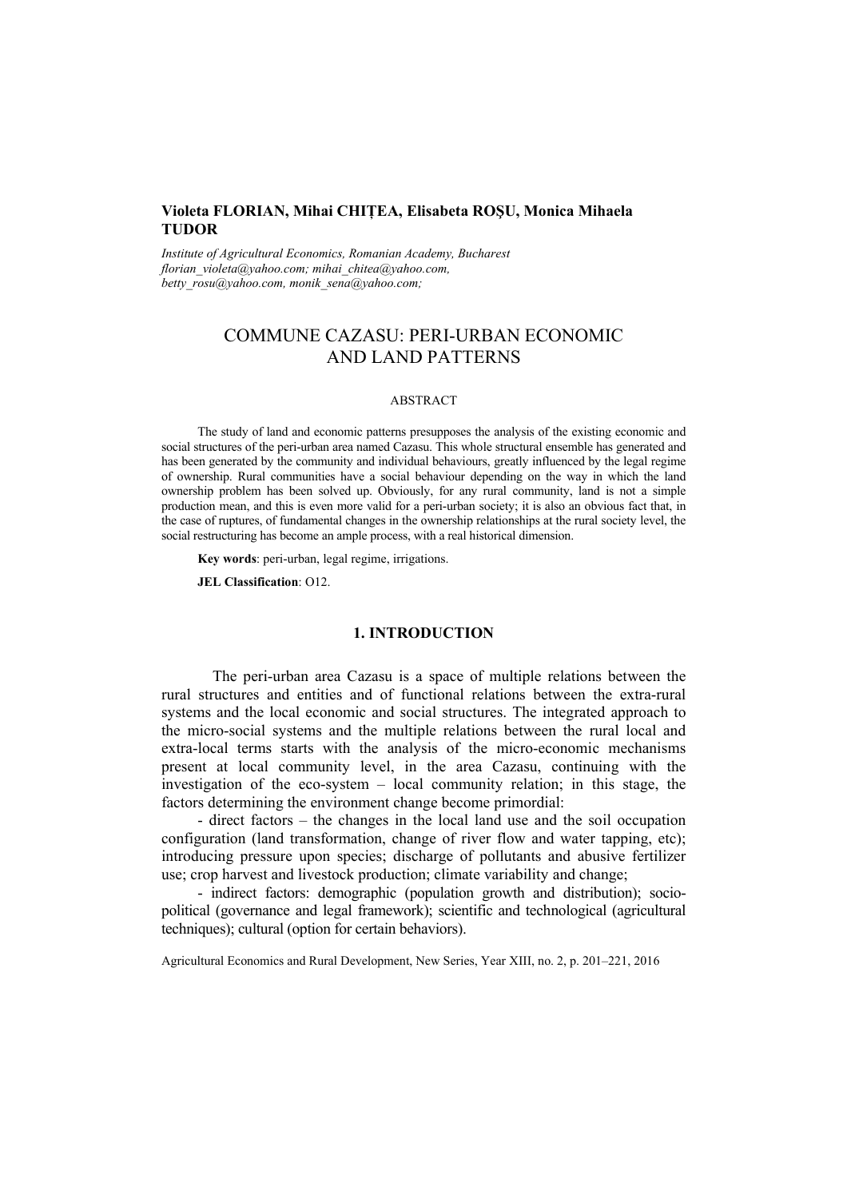**Violeta FLORIAN, Mihai CHIȚEA, Elisabeta ROȘU, Monica Mihaela TUDOR**

*Institute of Agricultural Economics, Romanian Academy, Bucharest*
*florian_violeta@yahoo.com; mihai_chitea@yahoo.com, betty_rosu@yahoo.com, monik_sena@yahoo.com;*

# COMMUNE CAZASU: PERI-URBAN ECONOMIC AND LAND PATTERNS

## ABSTRACT

The study of land and economic patterns presupposes the analysis of the existing economic and social structures of the peri-urban area named Cazasu. This whole structural ensemble has generated and has been generated by the community and individual behaviours, greatly influenced by the legal regime of ownership. Rural communities have a social behaviour depending on the way in which the land ownership problem has been solved up. Obviously, for any rural community, land is not a simple production mean, and this is even more valid for a peri-urban society; it is also an obvious fact that, in the case of ruptures, of fundamental changes in the ownership relationships at the rural society level, the social restructuring has become an ample process, with a real historical dimension.

**Key words**: peri-urban, legal regime, irrigations.

**JEL Classification**: O12.

## 1. INTRODUCTION

The peri-urban area Cazasu is a space of multiple relations between the rural structures and entities and of functional relations between the extra-rural systems and the local economic and social structures. The integrated approach to the micro-social systems and the multiple relations between the rural local and extra-local terms starts with the analysis of the micro-economic mechanisms present at local community level, in the area Cazasu, continuing with the investigation of the eco-system – local community relation; in this stage, the factors determining the environment change become primordial:

- direct factors – the changes in the local land use and the soil occupation configuration (land transformation, change of river flow and water tapping, etc); introducing pressure upon species; discharge of pollutants and abusive fertilizer use; crop harvest and livestock production; climate variability and change;

- indirect factors: demographic (population growth and distribution); socio-political (governance and legal framework); scientific and technological (agricultural techniques); cultural (option for certain behaviors).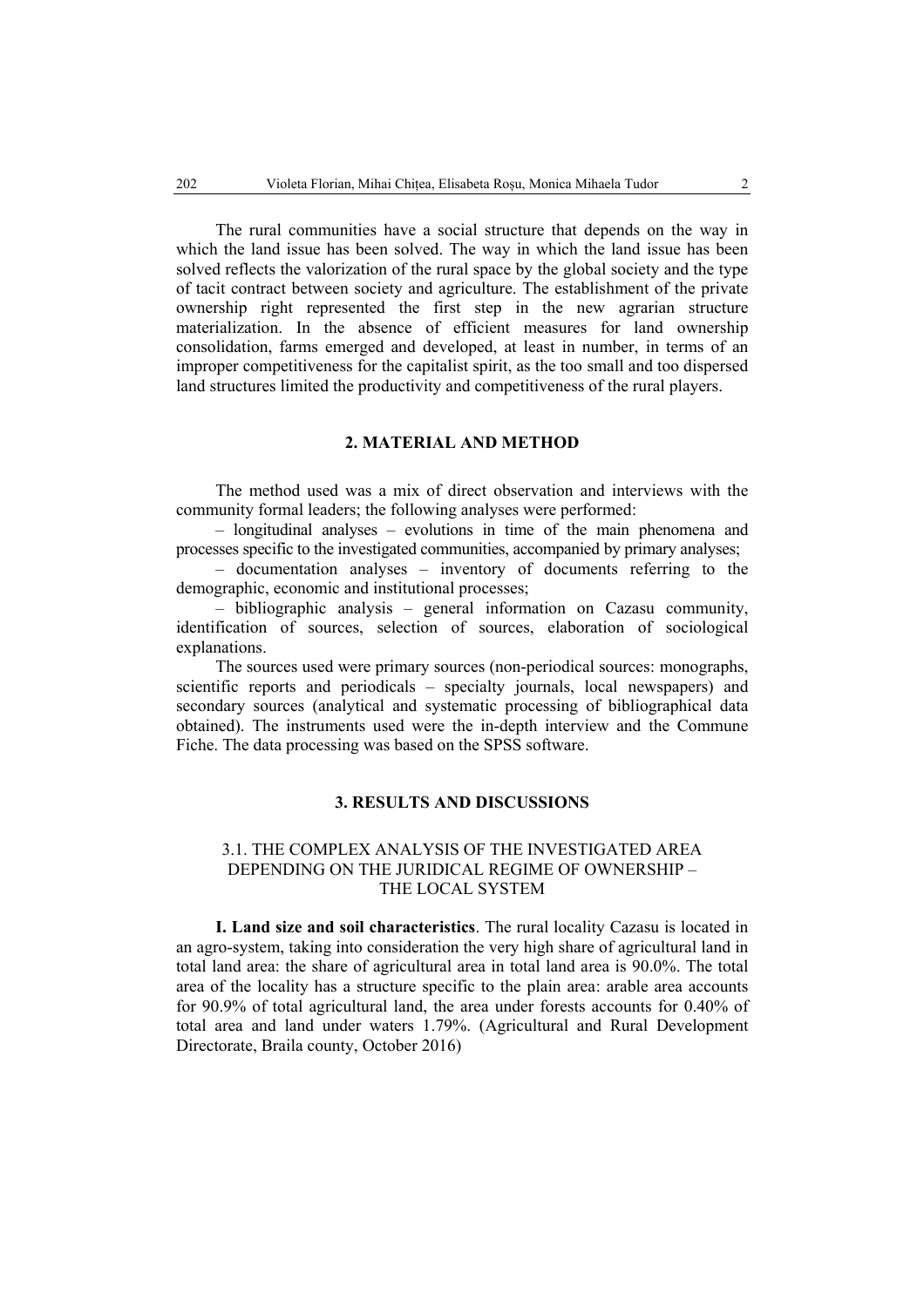The rural communities have a social structure that depends on the way in which the land issue has been solved. The way in which the land issue has been solved reflects the valorization of the rural space by the global society and the type of tacit contract between society and agriculture. The establishment of the private ownership right represented the first step in the new agrarian structure materialization. In the absence of efficient measures for land ownership consolidation, farms emerged and developed, at least in number, in terms of an improper competitiveness for the capitalist spirit, as the too small and too dispersed land structures limited the productivity and competitiveness of the rural players.

## 2. MATERIAL AND METHOD

The method used was a mix of direct observation and interviews with the community formal leaders; the following analyses were performed:

– longitudinal analyses – evolutions in time of the main phenomena and processes specific to the investigated communities, accompanied by primary analyses;

– documentation analyses – inventory of documents referring to the demographic, economic and institutional processes;

– bibliographic analysis – general information on Cazasu community, identification of sources, selection of sources, elaboration of sociological explanations.

The sources used were primary sources (non-periodical sources: monographs, scientific reports and periodicals – specialty journals, local newspapers) and secondary sources (analytical and systematic processing of bibliographical data obtained). The instruments used were the in-depth interview and the Commune Fiche. The data processing was based on the SPSS software.

## 3. RESULTS AND DISCUSSIONS

### 3.1. THE COMPLEX ANALYSIS OF THE INVESTIGATED AREA DEPENDING ON THE JURIDICAL REGIME OF OWNERSHIP – THE LOCAL SYSTEM

**I. Land size and soil characteristics**. The rural locality Cazasu is located in an agro-system, taking into consideration the very high share of agricultural land in total land area: the share of agricultural area in total land area is 90.0%. The total area of the locality has a structure specific to the plain area: arable area accounts for 90.9% of total agricultural land, the area under forests accounts for 0.40% of total area and land under waters 1.79%. (Agricultural and Rural Development Directorate, Braila county, October 2016)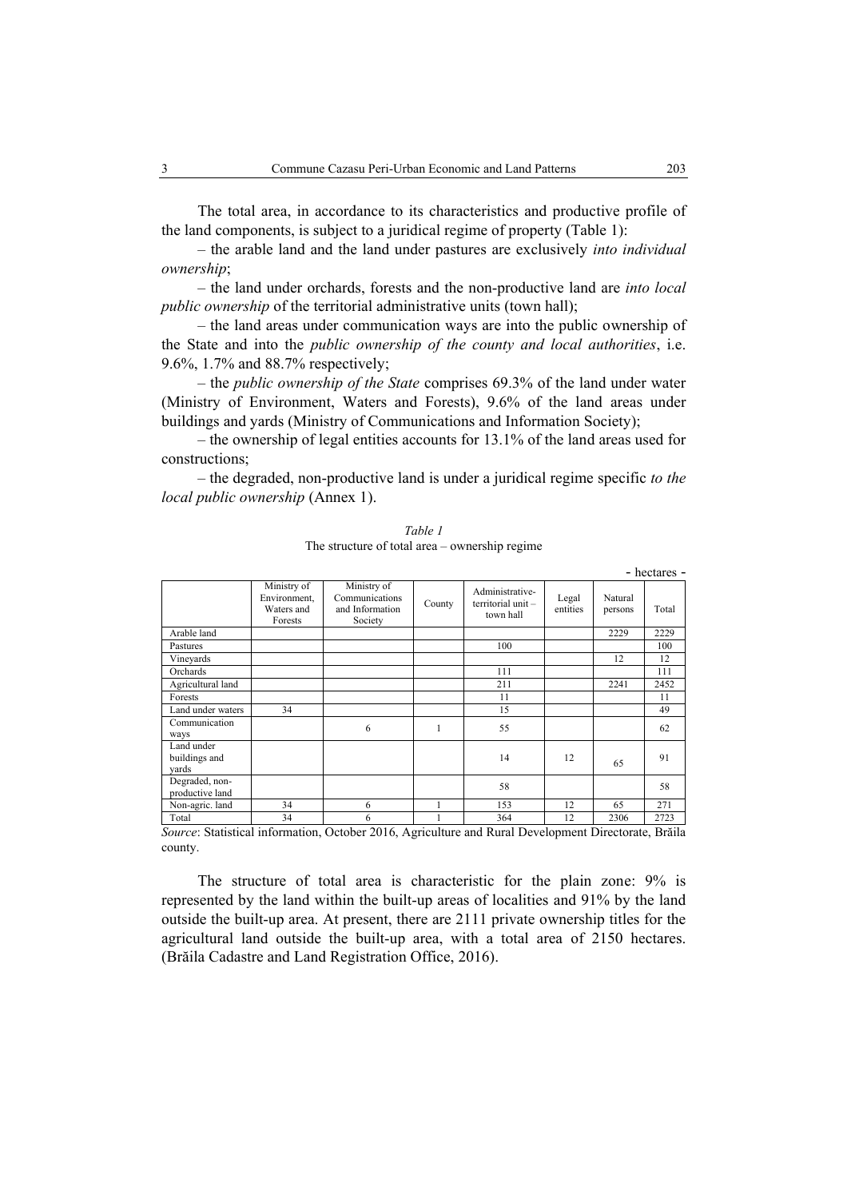The total area, in accordance to its characteristics and productive profile of the land components, is subject to a juridical regime of property (Table 1):

– the arable land and the land under pastures are exclusively *into individual ownership*;

– the land under orchards, forests and the non-productive land are *into local public ownership* of the territorial administrative units (town hall);

– the land areas under communication ways are into the public ownership of the State and into the *public ownership of the county and local authorities*, i.e. 9.6%, 1.7% and 88.7% respectively;

– the *public ownership of the State* comprises 69.3% of the land under water (Ministry of Environment, Waters and Forests), 9.6% of the land areas under buildings and yards (Ministry of Communications and Information Society);

– the ownership of legal entities accounts for 13.1% of the land areas used for constructions;

– the degraded, non-productive land is under a juridical regime specific *to the local public ownership* (Annex 1).

*Table 1*
The structure of total area – ownership regime

- hectares -

| | Ministry of Environment, Waters and Forests | Ministry of Communications and Information Society | County | Administrative-territorial unit – town hall | Legal entities | Natural persons | Total |
|---|---|---|---|---|---|---|---|
| Arable land | | | | | | 2229 | 2229 |
| Pastures | | | | 100 | | | 100 |
| Vineyards | | | | | | 12 | 12 |
| Orchards | | | | 111 | | | 111 |
| Agricultural land | | | | 211 | | 2241 | 2452 |
| Forests | | | | 11 | | | 11 |
| Land under waters | 34 | | | 15 | | | 49 |
| Communication ways | | 6 | 1 | 55 | | | 62 |
| Land under buildings and yards | | | | 14 | 12 | 65 | 91 |
| Degraded, non-productive land | | | | 58 | | | 58 |
| Non-agric. land | 34 | 6 | 1 | 153 | 12 | 65 | 271 |
| Total | 34 | 6 | 1 | 364 | 12 | 2306 | 2723 |

*Source*: Statistical information, October 2016, Agriculture and Rural Development Directorate, Brăila county.

The structure of total area is characteristic for the plain zone: 9% is represented by the land within the built-up areas of localities and 91% by the land outside the built-up area. At present, there are 2111 private ownership titles for the agricultural land outside the built-up area, with a total area of 2150 hectares. (Brăila Cadastre and Land Registration Office, 2016).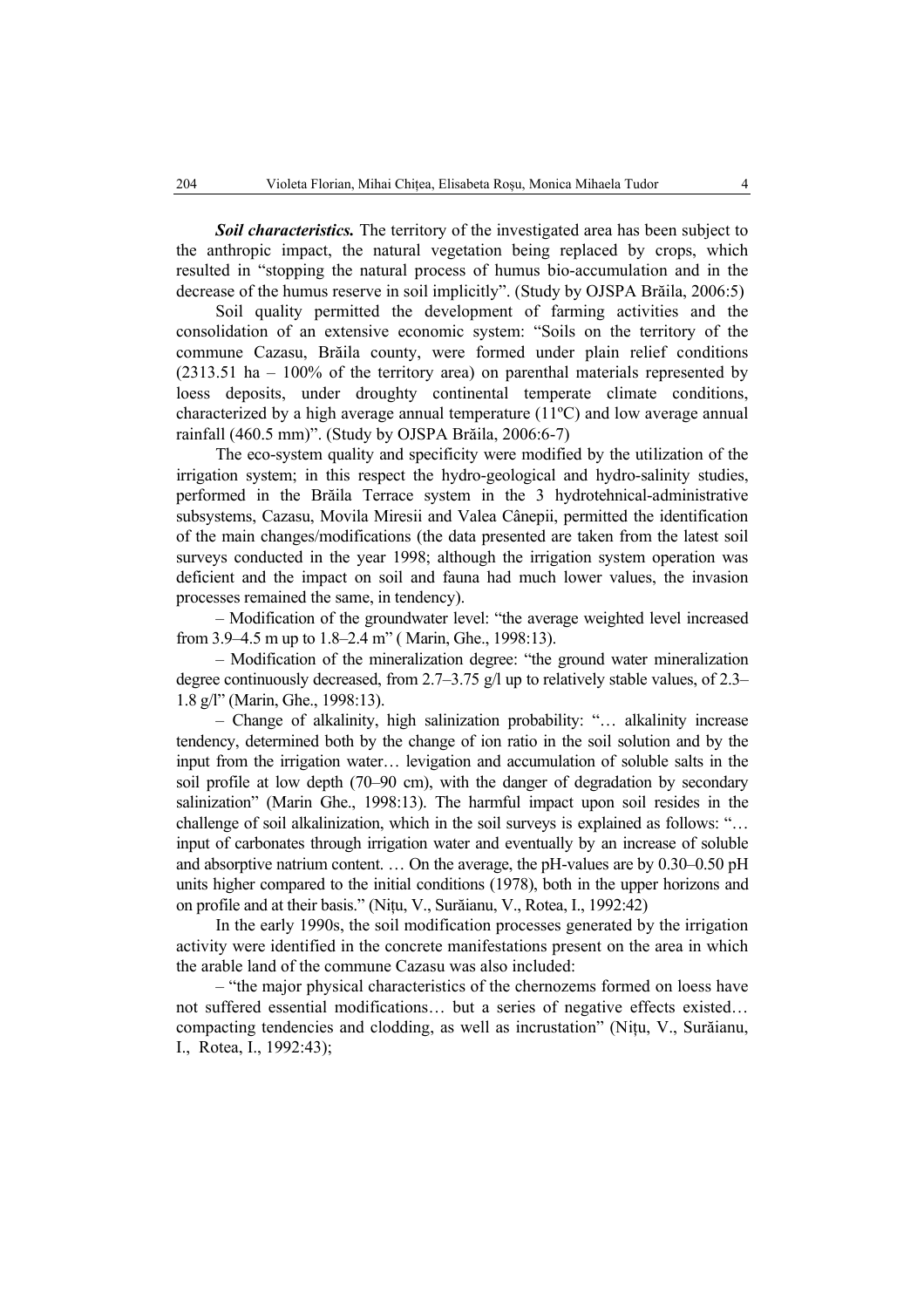***Soil characteristics.*** The territory of the investigated area has been subject to the anthropic impact, the natural vegetation being replaced by crops, which resulted in "stopping the natural process of humus bio-accumulation and in the decrease of the humus reserve in soil implicitly". (Study by OJSPA Brăila, 2006:5)

Soil quality permitted the development of farming activities and the consolidation of an extensive economic system: "Soils on the territory of the commune Cazasu, Brăila county, were formed under plain relief conditions (2313.51 ha – 100% of the territory area) on parenthal materials represented by loess deposits, under droughty continental temperate climate conditions, characterized by a high average annual temperature (11ºC) and low average annual rainfall (460.5 mm)". (Study by OJSPA Brăila, 2006:6-7)

The eco-system quality and specificity were modified by the utilization of the irrigation system; in this respect the hydro-geological and hydro-salinity studies, performed in the Brăila Terrace system in the 3 hydrotehnical-administrative subsystems, Cazasu, Movila Miresii and Valea Cânepii, permitted the identification of the main changes/modifications (the data presented are taken from the latest soil surveys conducted in the year 1998; although the irrigation system operation was deficient and the impact on soil and fauna had much lower values, the invasion processes remained the same, in tendency).

– Modification of the groundwater level: "the average weighted level increased from 3.9–4.5 m up to 1.8–2.4 m" ( Marin, Ghe., 1998:13).

– Modification of the mineralization degree: "the ground water mineralization degree continuously decreased, from 2.7–3.75 g/l up to relatively stable values, of 2.3–1.8 g/l" (Marin, Ghe., 1998:13).

– Change of alkalinity, high salinization probability: "… alkalinity increase tendency, determined both by the change of ion ratio in the soil solution and by the input from the irrigation water… levigation and accumulation of soluble salts in the soil profile at low depth (70–90 cm), with the danger of degradation by secondary salinization" (Marin Ghe., 1998:13). The harmful impact upon soil resides in the challenge of soil alkalinization, which in the soil surveys is explained as follows: "… input of carbonates through irrigation water and eventually by an increase of soluble and absorptive natrium content. … On the average, the pH-values are by 0.30–0.50 pH units higher compared to the initial conditions (1978), both in the upper horizons and on profile and at their basis." (Nițu, V., Surăianu, V., Rotea, I., 1992:42)

In the early 1990s, the soil modification processes generated by the irrigation activity were identified in the concrete manifestations present on the area in which the arable land of the commune Cazasu was also included:

– "the major physical characteristics of the chernozems formed on loess have not suffered essential modifications… but a series of negative effects existed… compacting tendencies and clodding, as well as incrustation" (Nițu, V., Surăianu, I., Rotea, I., 1992:43);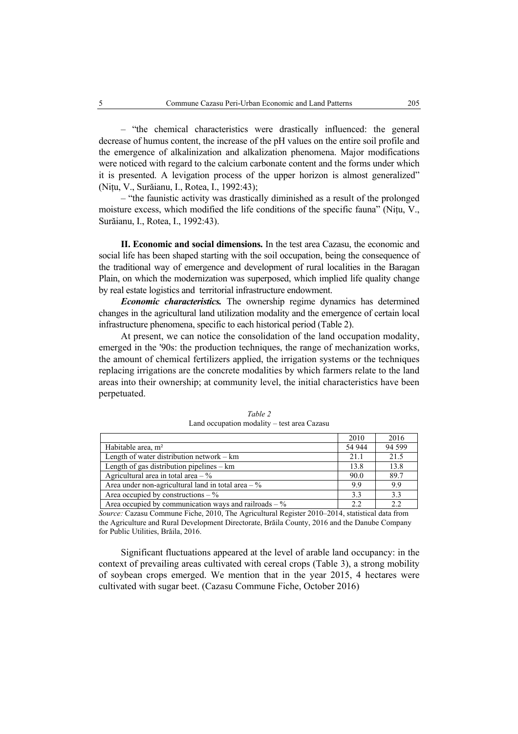– "the chemical characteristics were drastically influenced: the general decrease of humus content, the increase of the pH values on the entire soil profile and the emergence of alkalinization and alkalization phenomena. Major modifications were noticed with regard to the calcium carbonate content and the forms under which it is presented. A levigation process of the upper horizon is almost generalized" (Nițu, V., Surăianu, I., Rotea, I., 1992:43);

– "the faunistic activity was drastically diminished as a result of the prolonged moisture excess, which modified the life conditions of the specific fauna" (Nițu, V., Surăianu, I., Rotea, I., 1992:43).

**II. Economic and social dimensions.** In the test area Cazasu, the economic and social life has been shaped starting with the soil occupation, being the consequence of the traditional way of emergence and development of rural localities in the Baragan Plain, on which the modernization was superposed, which implied life quality change by real estate logistics and territorial infrastructure endowment.

***Economic characteristics.*** The ownership regime dynamics has determined changes in the agricultural land utilization modality and the emergence of certain local infrastructure phenomena, specific to each historical period (Table 2).

At present, we can notice the consolidation of the land occupation modality, emerged in the '90s: the production techniques, the range of mechanization works, the amount of chemical fertilizers applied, the irrigation systems or the techniques replacing irrigations are the concrete modalities by which farmers relate to the land areas into their ownership; at community level, the initial characteristics have been perpetuated.

*Table 2*

Land occupation modality – test area Cazasu

| | 2010 | 2016 |
|---|---|---|
| Habitable area, m² | 54 944 | 94 599 |
| Length of water distribution network – km | 21.1 | 21.5 |
| Length of gas distribution pipelines – km | 13.8 | 13.8 |
| Agricultural area in total area – % | 90.0 | 89.7 |
| Area under non-agricultural land in total area – % | 9.9 | 9.9 |
| Area occupied by constructions – % | 3.3 | 3.3 |
| Area occupied by communication ways and railroads – % | 2.2 | 2.2 |

*Source:* Cazasu Commune Fiche, 2010, The Agricultural Register 2010–2014, statistical data from the Agriculture and Rural Development Directorate, Brăila County, 2016 and the Danube Company for Public Utilities, Brăila, 2016.

Significant fluctuations appeared at the level of arable land occupancy: in the context of prevailing areas cultivated with cereal crops (Table 3), a strong mobility of soybean crops emerged. We mention that in the year 2015, 4 hectares were cultivated with sugar beet. (Cazasu Commune Fiche, October 2016)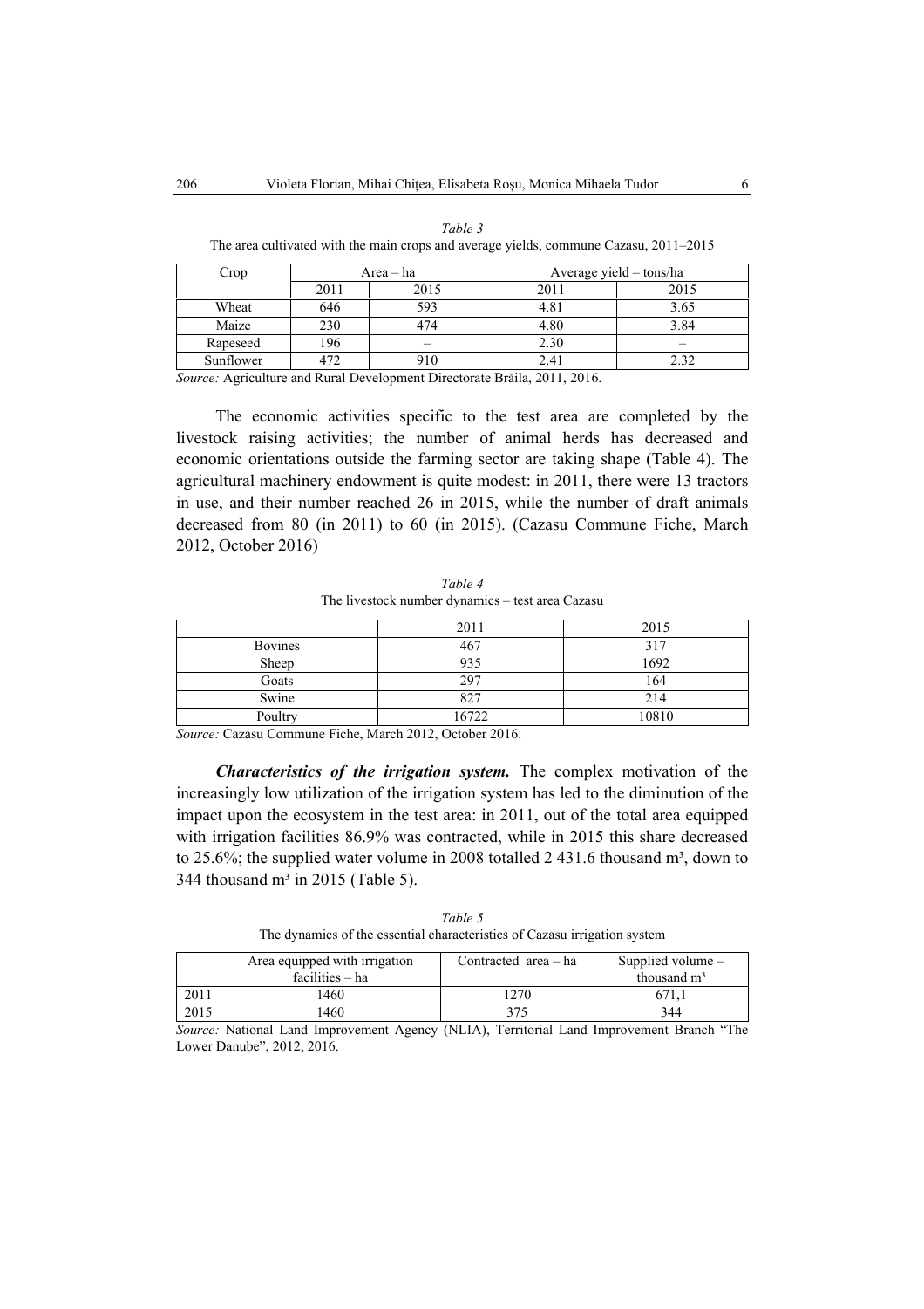*Table 3*
The area cultivated with the main crops and average yields, commune Cazasu, 2011–2015

| Crop | Area – ha | | Average yield – tons/ha | |
|---|---|---|---|---|
| | 2011 | 2015 | 2011 | 2015 |
| Wheat | 646 | 593 | 4.81 | 3.65 |
| Maize | 230 | 474 | 4.80 | 3.84 |
| Rapeseed | 196 | – | 2.30 | – |
| Sunflower | 472 | 910 | 2.41 | 2.32 |

*Source:* Agriculture and Rural Development Directorate Brăila, 2011, 2016.

The economic activities specific to the test area are completed by the livestock raising activities; the number of animal herds has decreased and economic orientations outside the farming sector are taking shape (Table 4). The agricultural machinery endowment is quite modest: in 2011, there were 13 tractors in use, and their number reached 26 in 2015, while the number of draft animals decreased from 80 (in 2011) to 60 (in 2015). (Cazasu Commune Fiche, March 2012, October 2016)

*Table 4*
The livestock number dynamics – test area Cazasu

| | 2011 | 2015 |
|---|---|---|
| Bovines | 467 | 317 |
| Sheep | 935 | 1692 |
| Goats | 297 | 164 |
| Swine | 827 | 214 |
| Poultry | 16722 | 10810 |

*Source:* Cazasu Commune Fiche, March 2012, October 2016.

***Characteristics of the irrigation system.*** The complex motivation of the increasingly low utilization of the irrigation system has led to the diminution of the impact upon the ecosystem in the test area: in 2011, out of the total area equipped with irrigation facilities 86.9% was contracted, while in 2015 this share decreased to 25.6%; the supplied water volume in 2008 totalled 2 431.6 thousand m³, down to 344 thousand m³ in 2015 (Table 5).

*Table 5*
The dynamics of the essential characteristics of Cazasu irrigation system

| | Area equipped with irrigation facilities – ha | Contracted area – ha | Supplied volume – thousand m³ |
|---|---|---|---|
| 2011 | 1460 | 1270 | 671,1 |
| 2015 | 1460 | 375 | 344 |

*Source:* National Land Improvement Agency (NLIA), Territorial Land Improvement Branch "The Lower Danube", 2012, 2016.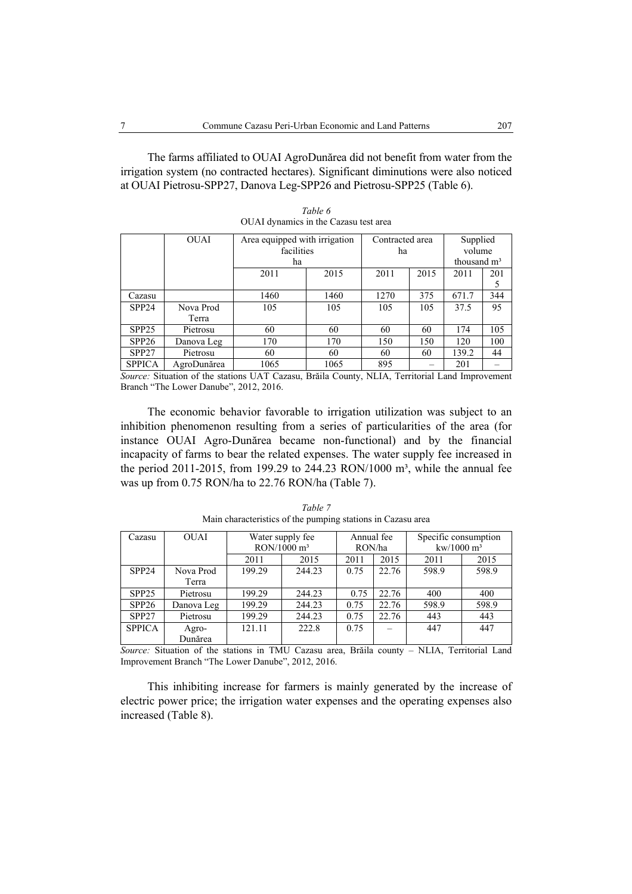The farms affiliated to OUAI AgroDunărea did not benefit from water from the irrigation system (no contracted hectares). Significant diminutions were also noticed at OUAI Pietrosu-SPP27, Danova Leg-SPP26 and Pietrosu-SPP25 (Table 6).

*Table 6*

OUAI dynamics in the Cazasu test area

| | OUAI | Area equipped with irrigation facilities ha | | Contracted area ha | | Supplied volume thousand m³ | |
|---|---|---|---|---|---|---|---|
| | | 2011 | 2015 | 2011 | 2015 | 2011 | 2015 |
| Cazasu | | 1460 | 1460 | 1270 | 375 | 671.7 | 344 |
| SPP24 | Nova Prod Terra | 105 | 105 | 105 | 105 | 37.5 | 95 |
| SPP25 | Pietrosu | 60 | 60 | 60 | 60 | 174 | 105 |
| SPP26 | Danova Leg | 170 | 170 | 150 | 150 | 120 | 100 |
| SPP27 | Pietrosu | 60 | 60 | 60 | 60 | 139.2 | 44 |
| SPPICA | AgroDunărea | 1065 | 1065 | 895 | – | 201 | – |

*Source:* Situation of the stations UAT Cazasu, Brăila County, NLIA, Territorial Land Improvement Branch "The Lower Danube", 2012, 2016.

The economic behavior favorable to irrigation utilization was subject to an inhibition phenomenon resulting from a series of particularities of the area (for instance OUAI Agro-Dunărea became non-functional) and by the financial incapacity of farms to bear the related expenses. The water supply fee increased in the period 2011-2015, from 199.29 to 244.23 RON/1000 m³, while the annual fee was up from 0.75 RON/ha to 22.76 RON/ha (Table 7).

*Table 7*

Main characteristics of the pumping stations in Cazasu area

| Cazasu | OUAI | Water supply fee RON/1000 m³ | | Annual fee RON/ha | | Specific consumption kw/1000 m³ | |
|---|---|---|---|---|---|---|---|
| | | 2011 | 2015 | 2011 | 2015 | 2011 | 2015 |
| SPP24 | Nova Prod Terra | 199.29 | 244.23 | 0.75 | 22.76 | 598.9 | 598.9 |
| SPP25 | Pietrosu | 199.29 | 244.23 | 0.75 | 22.76 | 400 | 400 |
| SPP26 | Danova Leg | 199.29 | 244.23 | 0.75 | 22.76 | 598.9 | 598.9 |
| SPP27 | Pietrosu | 199.29 | 244.23 | 0.75 | 22.76 | 443 | 443 |
| SPPICA | Agro-Dunărea | 121.11 | 222.8 | 0.75 | – | 447 | 447 |

*Source:* Situation of the stations in TMU Cazasu area, Brăila county – NLIA, Territorial Land Improvement Branch "The Lower Danube", 2012, 2016.

This inhibiting increase for farmers is mainly generated by the increase of electric power price; the irrigation water expenses and the operating expenses also increased (Table 8).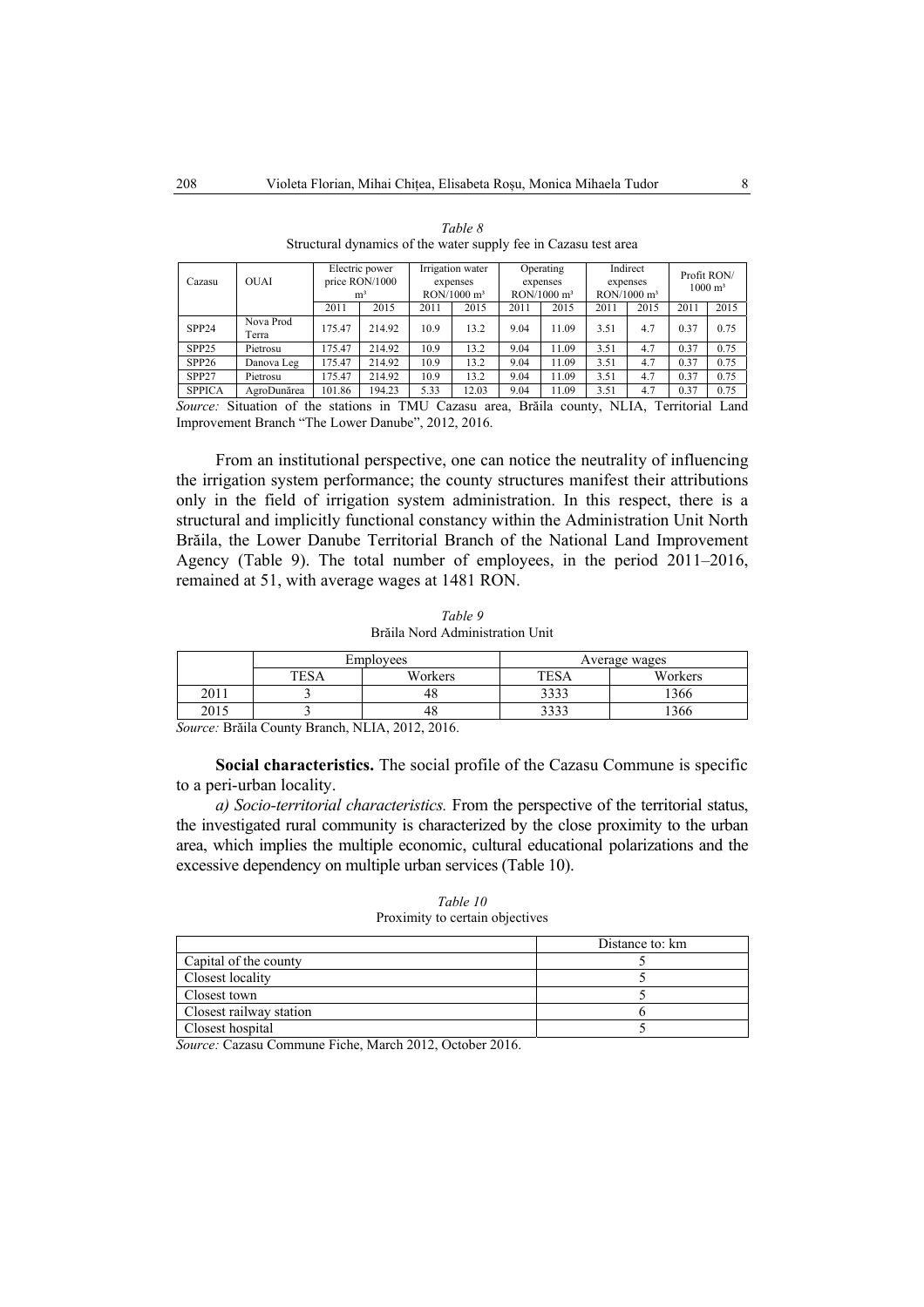*Table 8*
Structural dynamics of the water supply fee in Cazasu test area

| Cazasu | OUAI | Electric power price RON/1000 m³ | | Irrigation water expenses RON/1000 m³ | | Operating expenses RON/1000 m³ | | Indirect expenses RON/1000 m³ | | Profit RON/ 1000 m³ | |
|---|---|---|---|---|---|---|---|---|---|---|---|
| | | 2011 | 2015 | 2011 | 2015 | 2011 | 2015 | 2011 | 2015 | 2011 | 2015 |
| SPP24 | Nova Prod Terra | 175.47 | 214.92 | 10.9 | 13.2 | 9.04 | 11.09 | 3.51 | 4.7 | 0.37 | 0.75 |
| SPP25 | Pietrosu | 175.47 | 214.92 | 10.9 | 13.2 | 9.04 | 11.09 | 3.51 | 4.7 | 0.37 | 0.75 |
| SPP26 | Danova Leg | 175.47 | 214.92 | 10.9 | 13.2 | 9.04 | 11.09 | 3.51 | 4.7 | 0.37 | 0.75 |
| SPP27 | Pietrosu | 175.47 | 214.92 | 10.9 | 13.2 | 9.04 | 11.09 | 3.51 | 4.7 | 0.37 | 0.75 |
| SPPICA | AgroDunărea | 101.86 | 194.23 | 5.33 | 12.03 | 9.04 | 11.09 | 3.51 | 4.7 | 0.37 | 0.75 |

*Source:* Situation of the stations in TMU Cazasu area, Brăila county, NLIA, Territorial Land Improvement Branch "The Lower Danube", 2012, 2016.

From an institutional perspective, one can notice the neutrality of influencing the irrigation system performance; the county structures manifest their attributions only in the field of irrigation system administration. In this respect, there is a structural and implicitly functional constancy within the Administration Unit North Brăila, the Lower Danube Territorial Branch of the National Land Improvement Agency (Table 9). The total number of employees, in the period 2011–2016, remained at 51, with average wages at 1481 RON.

*Table 9*
Brăila Nord Administration Unit

| | Employees | | Average wages | |
|---|---|---|---|---|
| | TESA | Workers | TESA | Workers |
| 2011 | 3 | 48 | 3333 | 1366 |
| 2015 | 3 | 48 | 3333 | 1366 |

*Source:* Brăila County Branch, NLIA, 2012, 2016.

**Social characteristics.** The social profile of the Cazasu Commune is specific to a peri-urban locality.

*a) Socio-territorial characteristics.* From the perspective of the territorial status, the investigated rural community is characterized by the close proximity to the urban area, which implies the multiple economic, cultural educational polarizations and the excessive dependency on multiple urban services (Table 10).

*Table 10*
Proximity to certain objectives

| | Distance to: km |
|---|---|
| Capital of the county | 5 |
| Closest locality | 5 |
| Closest town | 5 |
| Closest railway station | 6 |
| Closest hospital | 5 |

*Source:* Cazasu Commune Fiche, March 2012, October 2016.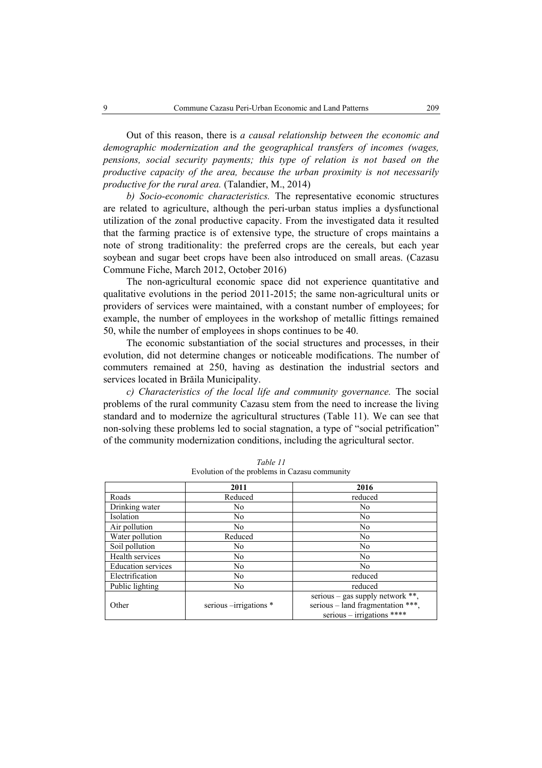Out of this reason, there is *a causal relationship between the economic and demographic modernization and the geographical transfers of incomes (wages, pensions, social security payments; this type of relation is not based on the productive capacity of the area, because the urban proximity is not necessarily productive for the rural area.* (Talandier, M., 2014)

*b) Socio-economic characteristics.* The representative economic structures are related to agriculture, although the peri-urban status implies a dysfunctional utilization of the zonal productive capacity. From the investigated data it resulted that the farming practice is of extensive type, the structure of crops maintains a note of strong traditionality: the preferred crops are the cereals, but each year soybean and sugar beet crops have been also introduced on small areas. (Cazasu Commune Fiche, March 2012, October 2016)

The non-agricultural economic space did not experience quantitative and qualitative evolutions in the period 2011-2015; the same non-agricultural units or providers of services were maintained, with a constant number of employees; for example, the number of employees in the workshop of metallic fittings remained 50, while the number of employees in shops continues to be 40.

The economic substantiation of the social structures and processes, in their evolution, did not determine changes or noticeable modifications. The number of commuters remained at 250, having as destination the industrial sectors and services located in Brăila Municipality.

*c) Characteristics of the local life and community governance.* The social problems of the rural community Cazasu stem from the need to increase the living standard and to modernize the agricultural structures (Table 11). We can see that non-solving these problems led to social stagnation, a type of "social petrification" of the community modernization conditions, including the agricultural sector.

*Table 11*
Evolution of the problems in Cazasu community

| | **2011** | **2016** |
|---|---|---|
| Roads | Reduced | reduced |
| Drinking water | No | No |
| Isolation | No | No |
| Air pollution | No | No |
| Water pollution | Reduced | No |
| Soil pollution | No | No |
| Health services | No | No |
| Education services | No | No |
| Electrification | No | reduced |
| Public lighting | No | reduced |
| Other | serious –irrigations * | serious – gas supply network **, serious – land fragmentation ***, serious – irrigations **** |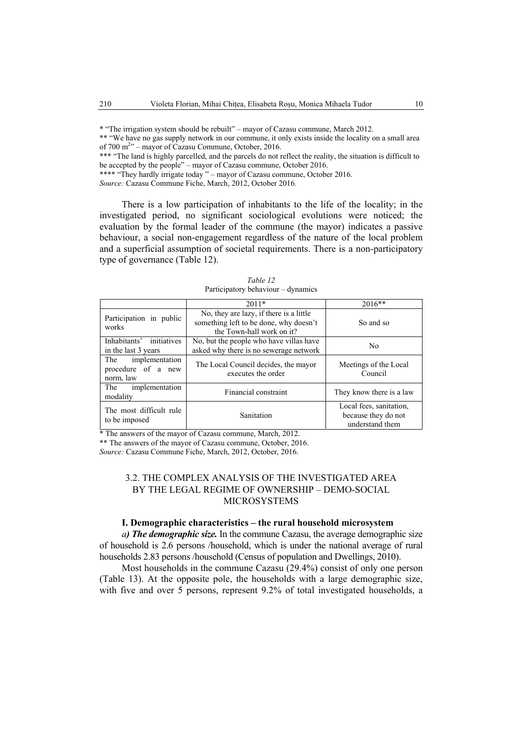* "The irrigation system should be rebuilt" – mayor of Cazasu commune, March 2012.
** "We have no gas supply network in our commune, it only exists inside the locality on a small area of 700 $m^2$" – mayor of Cazasu Commune, October, 2016.
*** "The land is highly parcelled, and the parcels do not reflect the reality, the situation is difficult to be accepted by the people" – mayor of Cazasu commune, October 2016.
**** "They hardly irrigate today " – mayor of Cazasu commune, October 2016.
*Source:* Cazasu Commune Fiche, March, 2012, October 2016.

There is a low participation of inhabitants to the life of the locality; in the investigated period, no significant sociological evolutions were noticed; the evaluation by the formal leader of the commune (the mayor) indicates a passive behaviour, a social non-engagement regardless of the nature of the local problem and a superficial assumption of societal requirements. There is a non-participatory type of governance (Table 12).

*Table 12*
Participatory behaviour – dynamics

| | 2011* | 2016** |
|---|---|---|
| Participation in public works | No, they are lazy, if there is a little something left to be done, why doesn't the Town-hall work on it? | So and so |
| Inhabitants' initiatives in the last 3 years | No, but the people who have villas have asked why there is no sewerage network | No |
| The implementation procedure of a new norm, law | The Local Council decides, the mayor executes the order | Meetings of the Local Council |
| The implementation modality | Financial constraint | They know there is a law |
| The most difficult rule to be imposed | Sanitation | Local fees, sanitation, because they do not understand them |

* The answers of the mayor of Cazasu commune, March, 2012.
** The answers of the mayor of Cazasu commune, October, 2016.
*Source:* Cazasu Commune Fiche, March, 2012, October, 2016.

## 3.2. THE COMPLEX ANALYSIS OF THE INVESTIGATED AREA BY THE LEGAL REGIME OF OWNERSHIP – DEMO-SOCIAL MICROSYSTEMS

### I. Demographic characteristics – the rural household microsystem

*a)* ***The demographic size.*** In the commune Cazasu, the average demographic size of household is 2.6 persons /household, which is under the national average of rural households 2.83 persons /household (Census of population and Dwellings, 2010).

Most households in the commune Cazasu (29.4%) consist of only one person (Table 13). At the opposite pole, the households with a large demographic size, with five and over 5 persons, represent 9.2% of total investigated households, a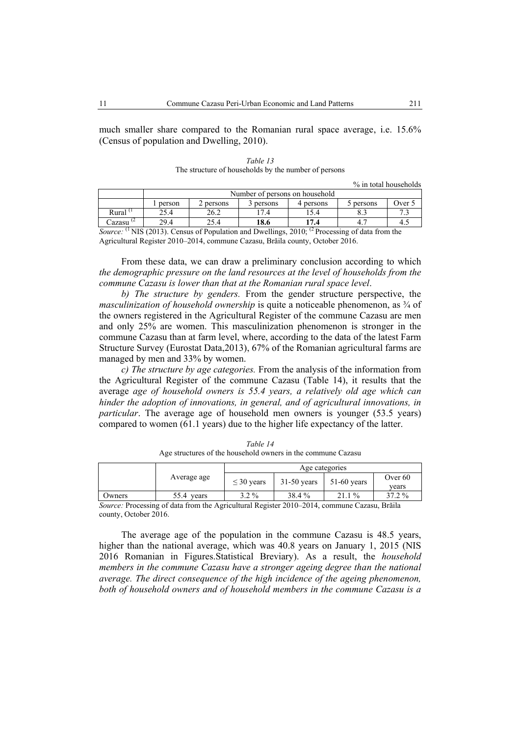much smaller share compared to the Romanian rural space average, i.e. 15.6% (Census of population and Dwelling, 2010).

*Table 13*
The structure of households by the number of persons

% in total households

| | Number of persons on household | | | | | |
|---|---|---|---|---|---|---|
| | 1 person | 2 persons | 3 persons | 4 persons | 5 persons | Over 5 |
| Rural [1] | 25.4 | 26.2 | 17.4 | 15.4 | 8.3 | 7.3 |
| Cazasu [2] | 29.4 | 25.4 | **18.6** | **17.4** | 4.7 | 4.5 |

*Source:* [1] NIS (2013). Census of Population and Dwellings, 2010; [2] Processing of data from the Agricultural Register 2010–2014, commune Cazasu, Brăila county, October 2016.

From these data, we can draw a preliminary conclusion according to which *the demographic pressure on the land resources at the level of households from the commune Cazasu is lower than that at the Romanian rural space level*.

*b) The structure by genders.* From the gender structure perspective, the *masculinization of household ownership* is quite a noticeable phenomenon, as ¾ of the owners registered in the Agricultural Register of the commune Cazasu are men and only 25% are women. This masculinization phenomenon is stronger in the commune Cazasu than at farm level, where, according to the data of the latest Farm Structure Survey (Eurostat Data,2013), 67% of the Romanian agricultural farms are managed by men and 33% by women.

*c) The structure by age categories.* From the analysis of the information from the Agricultural Register of the commune Cazasu (Table 14), it results that the average *age of household owners is 55.4 years, a relatively old age which can hinder the adoption of innovations, in general, and of agricultural innovations, in particular*. The average age of household men owners is younger (53.5 years) compared to women (61.1 years) due to the higher life expectancy of the latter.

*Table 14*
Age structures of the household owners in the commune Cazasu

| | Average age | Age categories | | | |
|---|---|---|---|---|---|
| | | ≤ 30 years | 31-50 years | 51-60 years | Over 60 years |
| Owners | 55.4 years | 3.2 % | 38.4 % | 21.1 % | 37.2 % |

*Source:* Processing of data from the Agricultural Register 2010–2014, commune Cazasu, Brăila county, October 2016.

The average age of the population in the commune Cazasu is 48.5 years, higher than the national average, which was 40.8 years on January 1, 2015 (NIS 2016 Romanian in Figures.Statistical Breviary). As a result, the *household members in the commune Cazasu have a stronger ageing degree than the national average. The direct consequence of the high incidence of the ageing phenomenon, both of household owners and of household members in the commune Cazasu is a*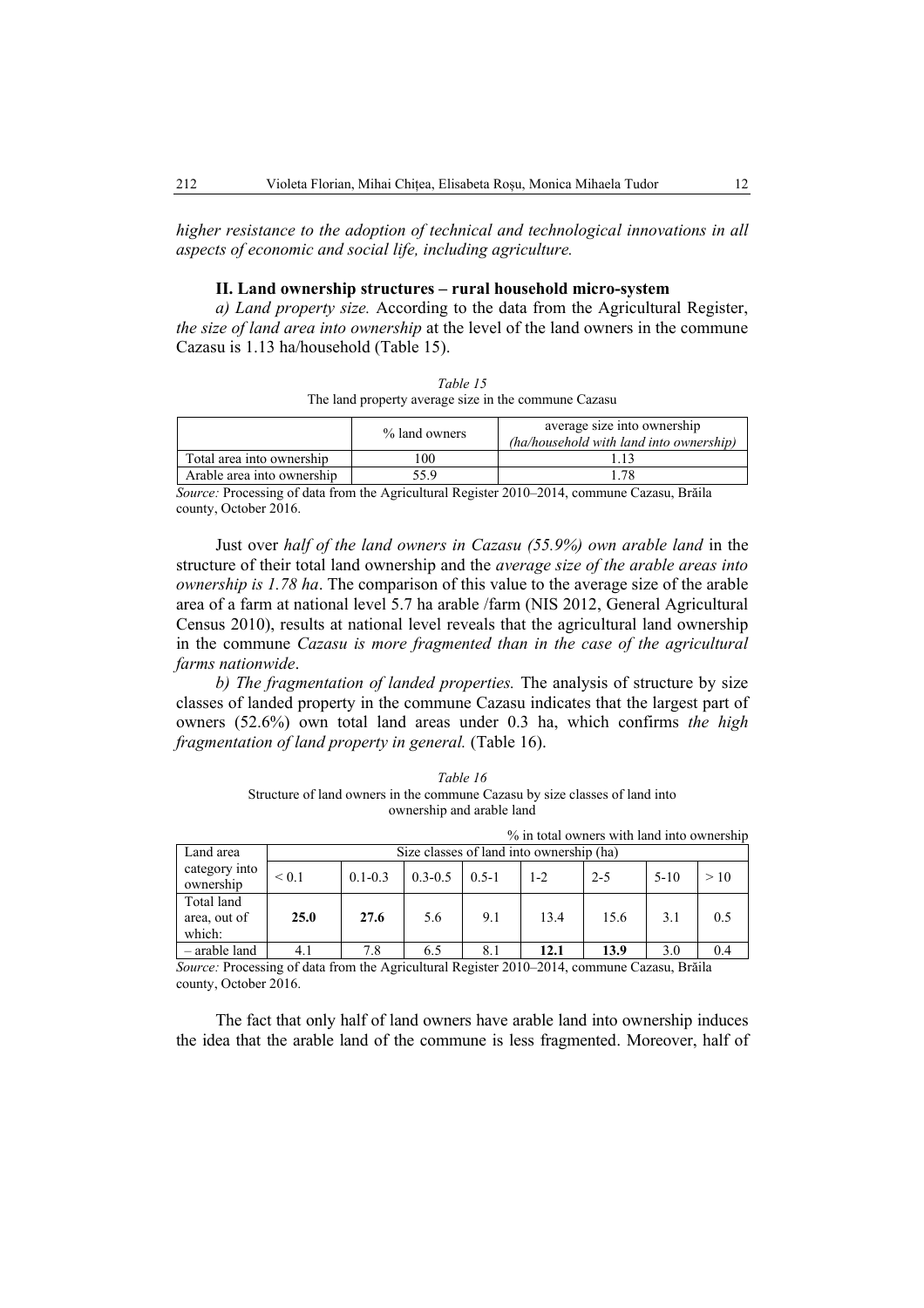*higher resistance to the adoption of technical and technological innovations in all aspects of economic and social life, including agriculture.*

### II. Land ownership structures – rural household micro-system

*a) Land property size.* According to the data from the Agricultural Register, *the size of land area into ownership* at the level of the land owners in the commune Cazasu is 1.13 ha/household (Table 15).

*Table 15*
The land property average size in the commune Cazasu

| | % land owners | average size into ownership *(ha/household with land into ownership)* |
|---|---|---|
| Total area into ownership | 100 | 1.13 |
| Arable area into ownership | 55.9 | 1.78 |

*Source:* Processing of data from the Agricultural Register 2010–2014, commune Cazasu, Brăila county, October 2016.

Just over *half of the land owners in Cazasu (55.9%) own arable land* in the structure of their total land ownership and the *average size of the arable areas into ownership is 1.78 ha*. The comparison of this value to the average size of the arable area of a farm at national level 5.7 ha arable /farm (NIS 2012, General Agricultural Census 2010), results at national level reveals that the agricultural land ownership in the commune *Cazasu is more fragmented than in the case of the agricultural farms nationwide*.

*b) The fragmentation of landed properties.* The analysis of structure by size classes of landed property in the commune Cazasu indicates that the largest part of owners (52.6%) own total land areas under 0.3 ha, which confirms *the high fragmentation of land property in general.* (Table 16).

*Table 16*
Structure of land owners in the commune Cazasu by size classes of land into ownership and arable land

% in total owners with land into ownership

| Land area category into ownership | Size classes of land into ownership (ha) | | | | | | | |
|---|---|---|---|---|---|---|---|---|
| | < 0.1 | 0.1-0.3 | 0.3-0.5 | 0.5-1 | 1-2 | 2-5 | 5-10 | > 10 |
| Total land area, out of which: | **25.0** | **27.6** | 5.6 | 9.1 | 13.4 | 15.6 | 3.1 | 0.5 |
| – arable land | 4.1 | 7.8 | 6.5 | 8.1 | **12.1** | **13.9** | 3.0 | 0.4 |

*Source:* Processing of data from the Agricultural Register 2010–2014, commune Cazasu, Brăila county, October 2016.

The fact that only half of land owners have arable land into ownership induces the idea that the arable land of the commune is less fragmented. Moreover, half of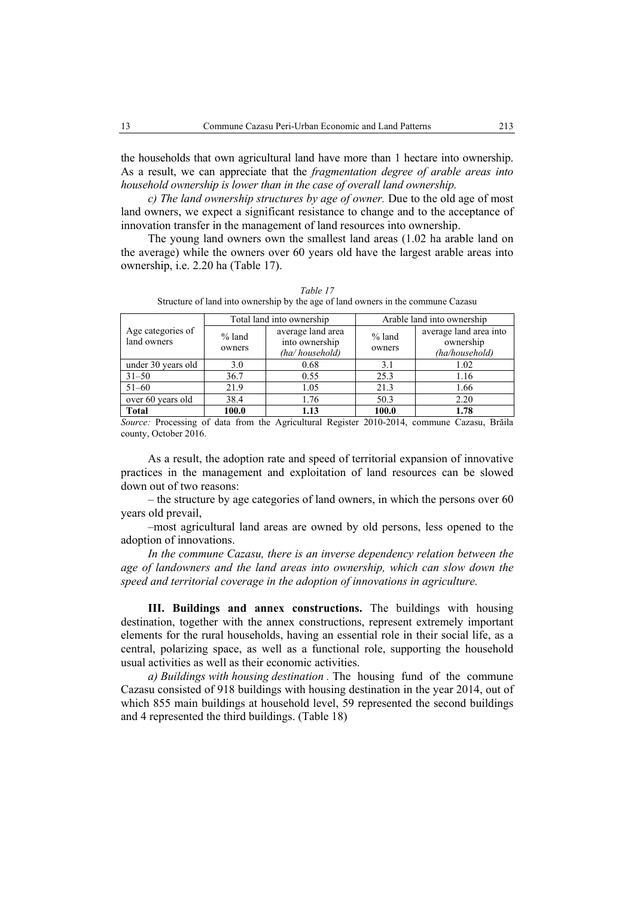the households that own agricultural land have more than 1 hectare into ownership. As a result, we can appreciate that the *fragmentation degree of arable areas into household ownership is lower than in the case of overall land ownership.*

*c) The land ownership structures by age of owner.* Due to the old age of most land owners, we expect a significant resistance to change and to the acceptance of innovation transfer in the management of land resources into ownership.

The young land owners own the smallest land areas (1.02 ha arable land on the average) while the owners over 60 years old have the largest arable areas into ownership, i.e. 2.20 ha (Table 17).

*Table 17*

Structure of land into ownership by the age of land owners in the commune Cazasu

| Age categories of land owners | Total land into ownership | | Arable land into ownership | |
|---|---|---|---|---|
| | % land owners | average land area into ownership *(ha/ household)* | % land owners | average land area into ownership *(ha/household)* |
| under 30 years old | 3.0 | 0.68 | 3.1 | 1.02 |
| 31–50 | 36.7 | 0.55 | 25.3 | 1.16 |
| 51–60 | 21.9 | 1.05 | 21.3 | 1.66 |
| over 60 years old | 38.4 | 1.76 | 50.3 | 2.20 |
| **Total** | **100.0** | **1.13** | **100.0** | **1.78** |

*Source:* Processing of data from the Agricultural Register 2010-2014, commune Cazasu, Brăila county, October 2016.

As a result, the adoption rate and speed of territorial expansion of innovative practices in the management and exploitation of land resources can be slowed down out of two reasons:

– the structure by age categories of land owners, in which the persons over 60 years old prevail,

–most agricultural land areas are owned by old persons, less opened to the adoption of innovations.

*In the commune Cazasu, there is an inverse dependency relation between the age of landowners and the land areas into ownership, which can slow down the speed and territorial coverage in the adoption of innovations in agriculture.*

**III. Buildings and annex constructions.** The buildings with housing destination, together with the annex constructions, represent extremely important elements for the rural households, having an essential role in their social life, as a central, polarizing space, as well as a functional role, supporting the household usual activities as well as their economic activities.

*a) Buildings with housing destination .* The housing fund of the commune Cazasu consisted of 918 buildings with housing destination in the year 2014, out of which 855 main buildings at household level, 59 represented the second buildings and 4 represented the third buildings. (Table 18)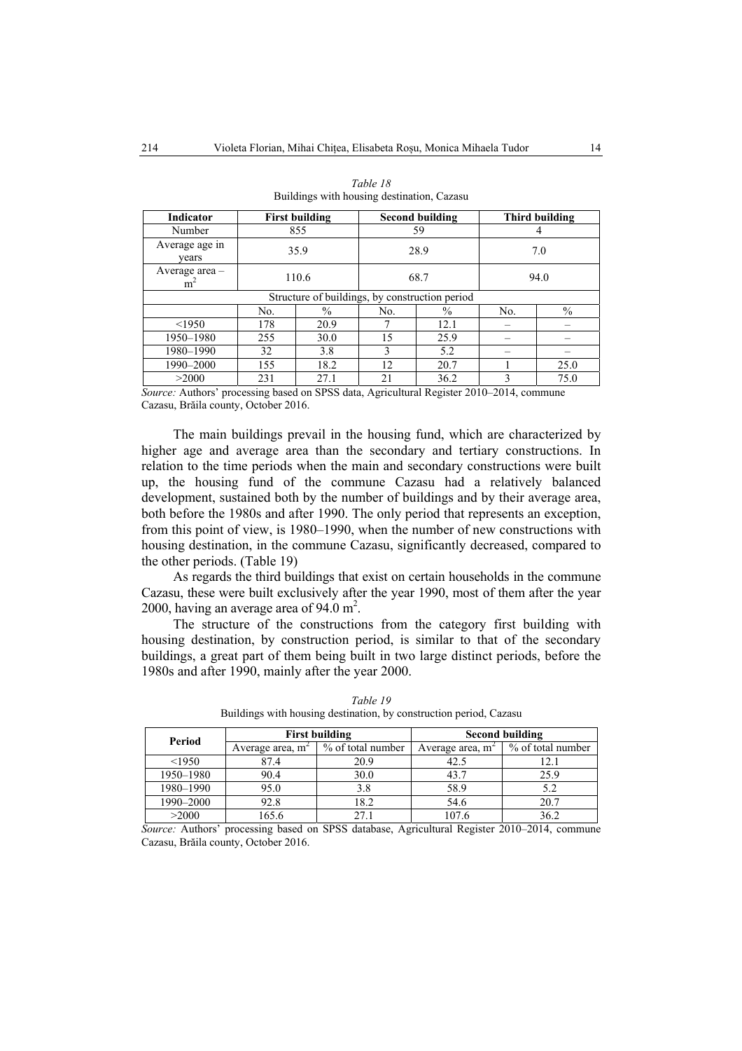*Table 18*
Buildings with housing destination, Cazasu

| Indicator | First building | | Second building | | Third building | |
|---|---|---|---|---|---|---|
| Number | 855 | | 59 | | 4 | |
| Average age in years | 35.9 | | 28.9 | | 7.0 | |
| Average area – $m^2$ | 110.6 | | 68.7 | | 94.0 | |
| Structure of buildings, by construction period | | | | | | |
| | No. | % | No. | % | No. | % |
| <1950 | 178 | 20.9 | 7 | 12.1 | – | – |
| 1950–1980 | 255 | 30.0 | 15 | 25.9 | – | – |
| 1980–1990 | 32 | 3.8 | 3 | 5.2 | – | – |
| 1990–2000 | 155 | 18.2 | 12 | 20.7 | 1 | 25.0 |
| >2000 | 231 | 27.1 | 21 | 36.2 | 3 | 75.0 |

*Source:* Authors' processing based on SPSS data, Agricultural Register 2010–2014, commune Cazasu, Brăila county, October 2016.

The main buildings prevail in the housing fund, which are characterized by higher age and average area than the secondary and tertiary constructions. In relation to the time periods when the main and secondary constructions were built up, the housing fund of the commune Cazasu had a relatively balanced development, sustained both by the number of buildings and by their average area, both before the 1980s and after 1990. The only period that represents an exception, from this point of view, is 1980–1990, when the number of new constructions with housing destination, in the commune Cazasu, significantly decreased, compared to the other periods. (Table 19)

As regards the third buildings that exist on certain households in the commune Cazasu, these were built exclusively after the year 1990, most of them after the year 2000, having an average area of 94.0 $m^2$.

The structure of the constructions from the category first building with housing destination, by construction period, is similar to that of the secondary buildings, a great part of them being built in two large distinct periods, before the 1980s and after 1990, mainly after the year 2000.

*Table 19*
Buildings with housing destination, by construction period, Cazasu

| Period | First building | | Second building | |
|---|---|---|---|---|
| | Average area, $m^2$ | % of total number | Average area, $m^2$ | % of total number |
| <1950 | 87.4 | 20.9 | 42.5 | 12.1 |
| 1950–1980 | 90.4 | 30.0 | 43.7 | 25.9 |
| 1980–1990 | 95.0 | 3.8 | 58.9 | 5.2 |
| 1990–2000 | 92.8 | 18.2 | 54.6 | 20.7 |
| >2000 | 165.6 | 27.1 | 107.6 | 36.2 |

*Source:* Authors' processing based on SPSS database, Agricultural Register 2010–2014, commune Cazasu, Brăila county, October 2016.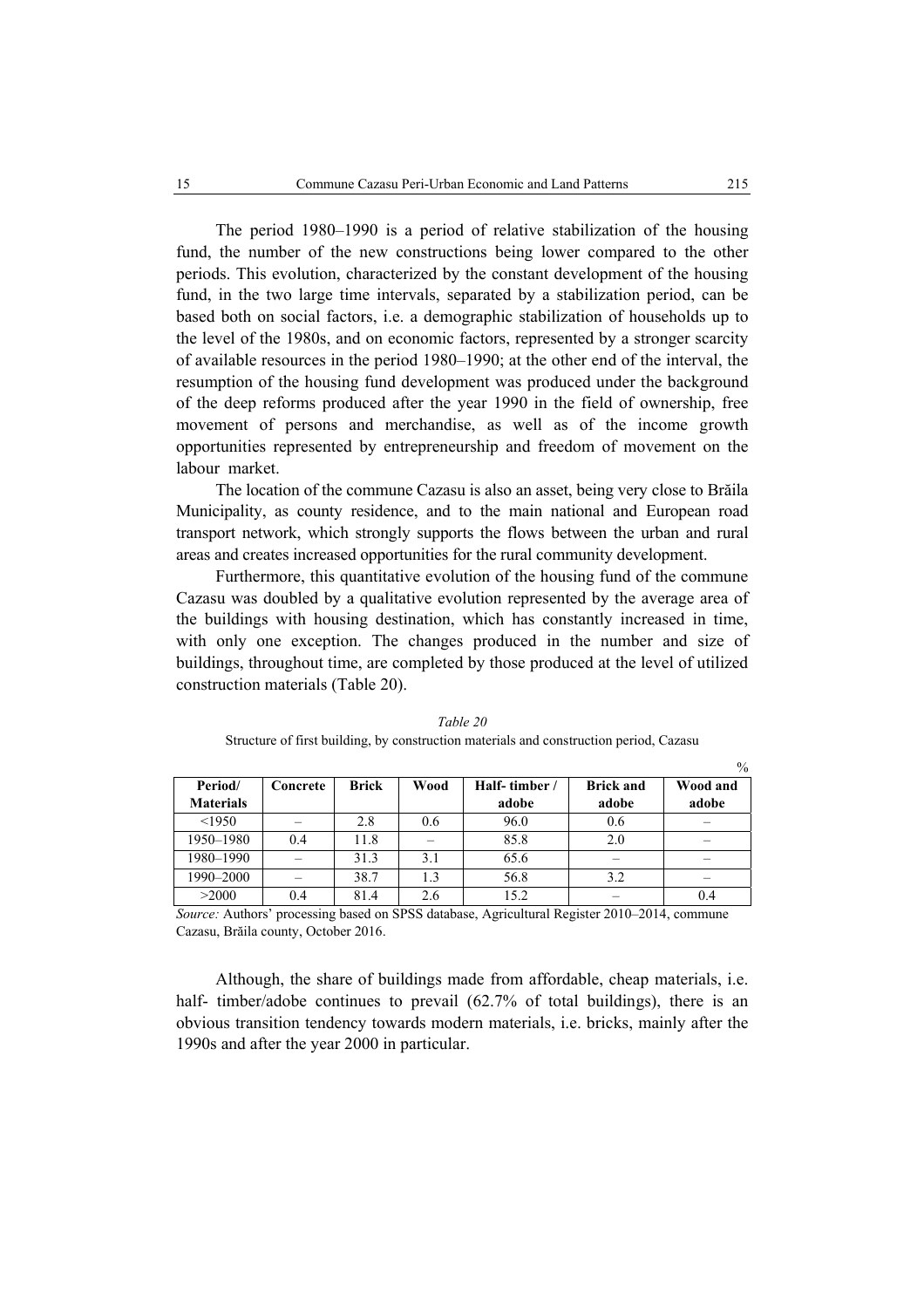The period 1980–1990 is a period of relative stabilization of the housing fund, the number of the new constructions being lower compared to the other periods. This evolution, characterized by the constant development of the housing fund, in the two large time intervals, separated by a stabilization period, can be based both on social factors, i.e. a demographic stabilization of households up to the level of the 1980s, and on economic factors, represented by a stronger scarcity of available resources in the period 1980–1990; at the other end of the interval, the resumption of the housing fund development was produced under the background of the deep reforms produced after the year 1990 in the field of ownership, free movement of persons and merchandise, as well as of the income growth opportunities represented by entrepreneurship and freedom of movement on the labour market.

The location of the commune Cazasu is also an asset, being very close to Brăila Municipality, as county residence, and to the main national and European road transport network, which strongly supports the flows between the urban and rural areas and creates increased opportunities for the rural community development.

Furthermore, this quantitative evolution of the housing fund of the commune Cazasu was doubled by a qualitative evolution represented by the average area of the buildings with housing destination, which has constantly increased in time, with only one exception. The changes produced in the number and size of buildings, throughout time, are completed by those produced at the level of utilized construction materials (Table 20).

*Table 20*

Structure of first building, by construction materials and construction period, Cazasu

%

| Period/ Materials | Concrete | Brick | Wood | Half- timber / adobe | Brick and adobe | Wood and adobe |
|---|---|---|---|---|---|---|
| <1950 | – | 2.8 | 0.6 | 96.0 | 0.6 | – |
| 1950–1980 | 0.4 | 11.8 | – | 85.8 | 2.0 | – |
| 1980–1990 | – | 31.3 | 3.1 | 65.6 | – | – |
| 1990–2000 | – | 38.7 | 1.3 | 56.8 | 3.2 | – |
| >2000 | 0.4 | 81.4 | 2.6 | 15.2 | – | 0.4 |

*Source:* Authors' processing based on SPSS database, Agricultural Register 2010–2014, commune Cazasu, Brăila county, October 2016.

Although, the share of buildings made from affordable, cheap materials, i.e. half- timber/adobe continues to prevail (62.7% of total buildings), there is an obvious transition tendency towards modern materials, i.e. bricks, mainly after the 1990s and after the year 2000 in particular.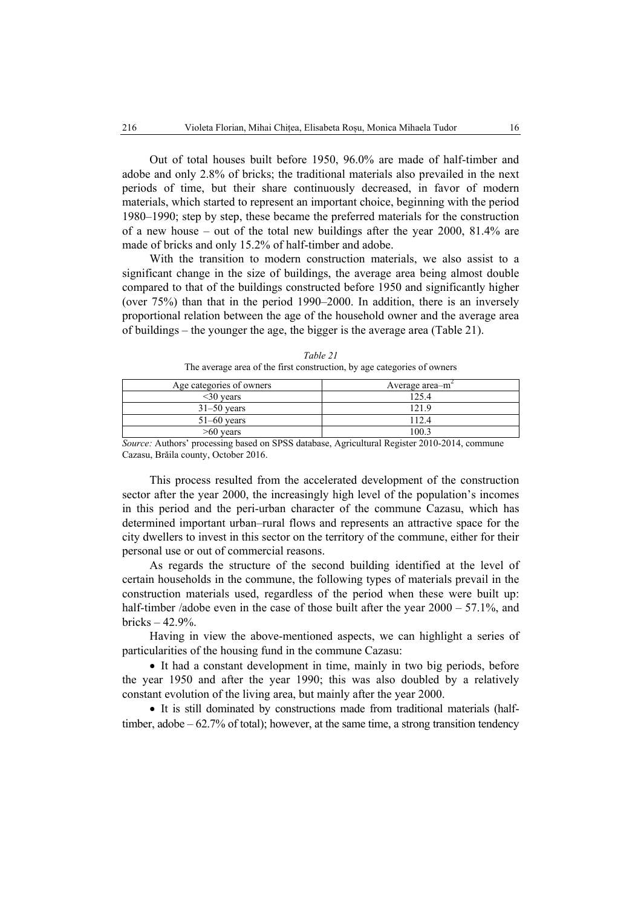Out of total houses built before 1950, 96.0% are made of half-timber and adobe and only 2.8% of bricks; the traditional materials also prevailed in the next periods of time, but their share continuously decreased, in favor of modern materials, which started to represent an important choice, beginning with the period 1980–1990; step by step, these became the preferred materials for the construction of a new house – out of the total new buildings after the year 2000, 81.4% are made of bricks and only 15.2% of half-timber and adobe.

With the transition to modern construction materials, we also assist to a significant change in the size of buildings, the average area being almost double compared to that of the buildings constructed before 1950 and significantly higher (over 75%) than that in the period 1990–2000. In addition, there is an inversely proportional relation between the age of the household owner and the average area of buildings – the younger the age, the bigger is the average area (Table 21).

*Table 21*

The average area of the first construction, by age categories of owners

| Age categories of owners | Average area–m$^2$ |
|---|---|
| <30 years | 125.4 |
| 31–50 years | 121.9 |
| 51–60 years | 112.4 |
| >60 years | 100.3 |

*Source:* Authors' processing based on SPSS database, Agricultural Register 2010-2014, commune Cazasu, Brăila county, October 2016.

This process resulted from the accelerated development of the construction sector after the year 2000, the increasingly high level of the population's incomes in this period and the peri-urban character of the commune Cazasu, which has determined important urban–rural flows and represents an attractive space for the city dwellers to invest in this sector on the territory of the commune, either for their personal use or out of commercial reasons.

As regards the structure of the second building identified at the level of certain households in the commune, the following types of materials prevail in the construction materials used, regardless of the period when these were built up: half-timber /adobe even in the case of those built after the year 2000 – 57.1%, and bricks – 42.9%.

Having in view the above-mentioned aspects, we can highlight a series of particularities of the housing fund in the commune Cazasu:

- It had a constant development in time, mainly in two big periods, before the year 1950 and after the year 1990; this was also doubled by a relatively constant evolution of the living area, but mainly after the year 2000.
- It is still dominated by constructions made from traditional materials (half-timber, adobe – 62.7% of total); however, at the same time, a strong transition tendency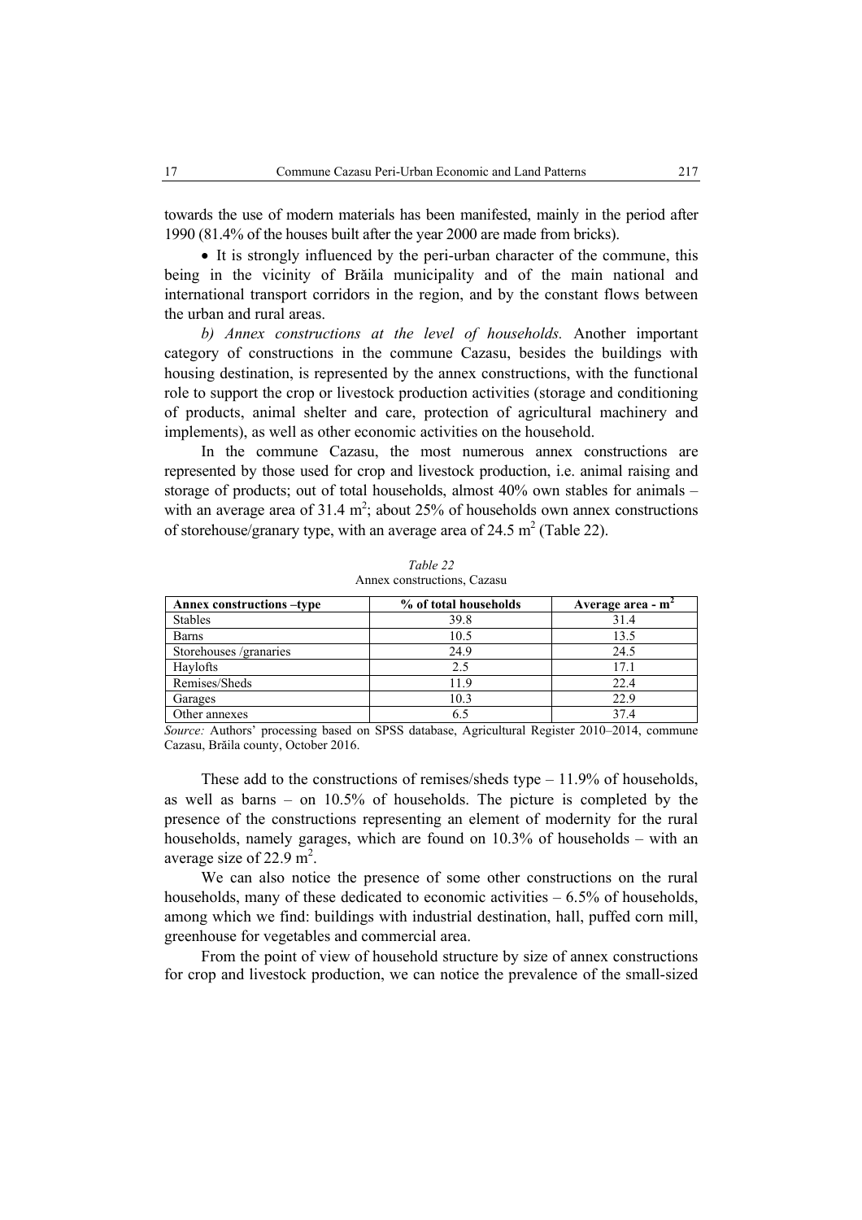towards the use of modern materials has been manifested, mainly in the period after 1990 (81.4% of the houses built after the year 2000 are made from bricks).

- It is strongly influenced by the peri-urban character of the commune, this being in the vicinity of Brăila municipality and of the main national and international transport corridors in the region, and by the constant flows between the urban and rural areas.

*b) Annex constructions at the level of households.* Another important category of constructions in the commune Cazasu, besides the buildings with housing destination, is represented by the annex constructions, with the functional role to support the crop or livestock production activities (storage and conditioning of products, animal shelter and care, protection of agricultural machinery and implements), as well as other economic activities on the household.

In the commune Cazasu, the most numerous annex constructions are represented by those used for crop and livestock production, i.e. animal raising and storage of products; out of total households, almost 40% own stables for animals – with an average area of 31.4 $m^2$; about 25% of households own annex constructions of storehouse/granary type, with an average area of 24.5 $m^2$ (Table 22).

*Table 22*
Annex constructions, Cazasu

| Annex constructions –type | % of total households | Average area - $m^2$ |
|---|---|---|
| Stables | 39.8 | 31.4 |
| Barns | 10.5 | 13.5 |
| Storehouses /granaries | 24.9 | 24.5 |
| Haylofts | 2.5 | 17.1 |
| Remises/Sheds | 11.9 | 22.4 |
| Garages | 10.3 | 22.9 |
| Other annexes | 6.5 | 37.4 |

*Source:* Authors' processing based on SPSS database, Agricultural Register 2010–2014, commune Cazasu, Brăila county, October 2016.

These add to the constructions of remises/sheds type – 11.9% of households, as well as barns – on 10.5% of households. The picture is completed by the presence of the constructions representing an element of modernity for the rural households, namely garages, which are found on 10.3% of households – with an average size of 22.9 $m^2$.

We can also notice the presence of some other constructions on the rural households, many of these dedicated to economic activities – 6.5% of households, among which we find: buildings with industrial destination, hall, puffed corn mill, greenhouse for vegetables and commercial area.

From the point of view of household structure by size of annex constructions for crop and livestock production, we can notice the prevalence of the small-sized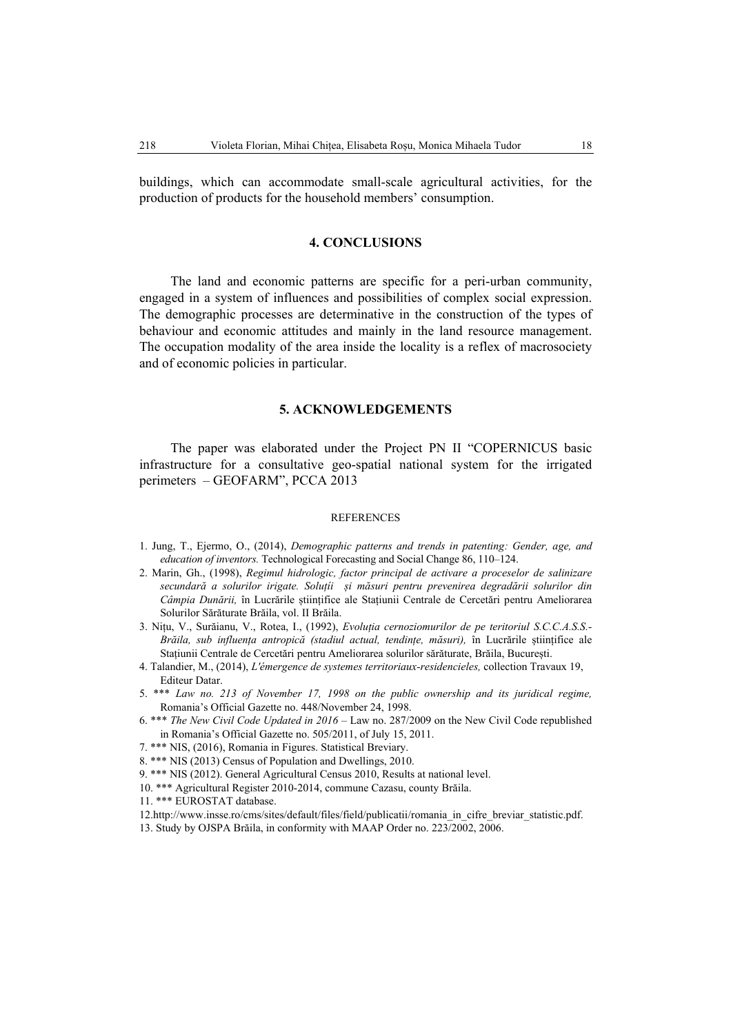buildings, which can accommodate small-scale agricultural activities, for the production of products for the household members' consumption.

## 4. CONCLUSIONS

The land and economic patterns are specific for a peri-urban community, engaged in a system of influences and possibilities of complex social expression. The demographic processes are determinative in the construction of the types of behaviour and economic attitudes and mainly in the land resource management. The occupation modality of the area inside the locality is a reflex of macrosociety and of economic policies in particular.

## 5. ACKNOWLEDGEMENTS

The paper was elaborated under the Project PN II "COPERNICUS basic infrastructure for a consultative geo-spatial national system for the irrigated perimeters – GEOFARM", PCCA 2013

### REFERENCES

1. Jung, T., Ejermo, O., (2014), *Demographic patterns and trends in patenting: Gender, age, and education of inventors.* Technological Forecasting and Social Change 86, 110–124.
2. Marin, Gh., (1998), *Regimul hidrologic, factor principal de activare a proceselor de salinizare secundară a solurilor irigate. Soluții și măsuri pentru prevenirea degradării solurilor din Câmpia Dunării,* în Lucrările științifice ale Stațiunii Centrale de Cercetări pentru Ameliorarea Solurilor Sărăturate Brăila, vol. II Brăila.
3. Nițu, V., Surăianu, V., Rotea, I., (1992), *Evoluția cernoziomurilor de pe teritoriul S.C.C.A.S.S.-Brăila, sub influența antropică (stadiul actual, tendințe, măsuri),* în Lucrările științifice ale Stațiunii Centrale de Cercetări pentru Ameliorarea solurilor sărăturate, Brăila, București.
4. Talandier, M., (2014), *L'émergence de systemes territoriaux-residencieles,* collection Travaux 19, Editeur Datar.
5. *** *Law no. 213 of November 17, 1998 on the public ownership and its juridical regime,* Romania's Official Gazette no. 448/November 24, 1998.
6. *** *The New Civil Code Updated in 2016* – Law no. 287/2009 on the New Civil Code republished in Romania's Official Gazette no. 505/2011, of July 15, 2011.
7. *** NIS, (2016), Romania in Figures. Statistical Breviary.
8. *** NIS (2013) Census of Population and Dwellings, 2010.
9. *** NIS (2012). General Agricultural Census 2010, Results at national level.
10. *** Agricultural Register 2010-2014, commune Cazasu, county Brăila.
11. *** EUROSTAT database.
12. http://www.insse.ro/cms/sites/default/files/field/publicatii/romania_in_cifre_breviar_statistic.pdf.
13. Study by OJSPA Brăila, in conformity with MAAP Order no. 223/2002, 2006.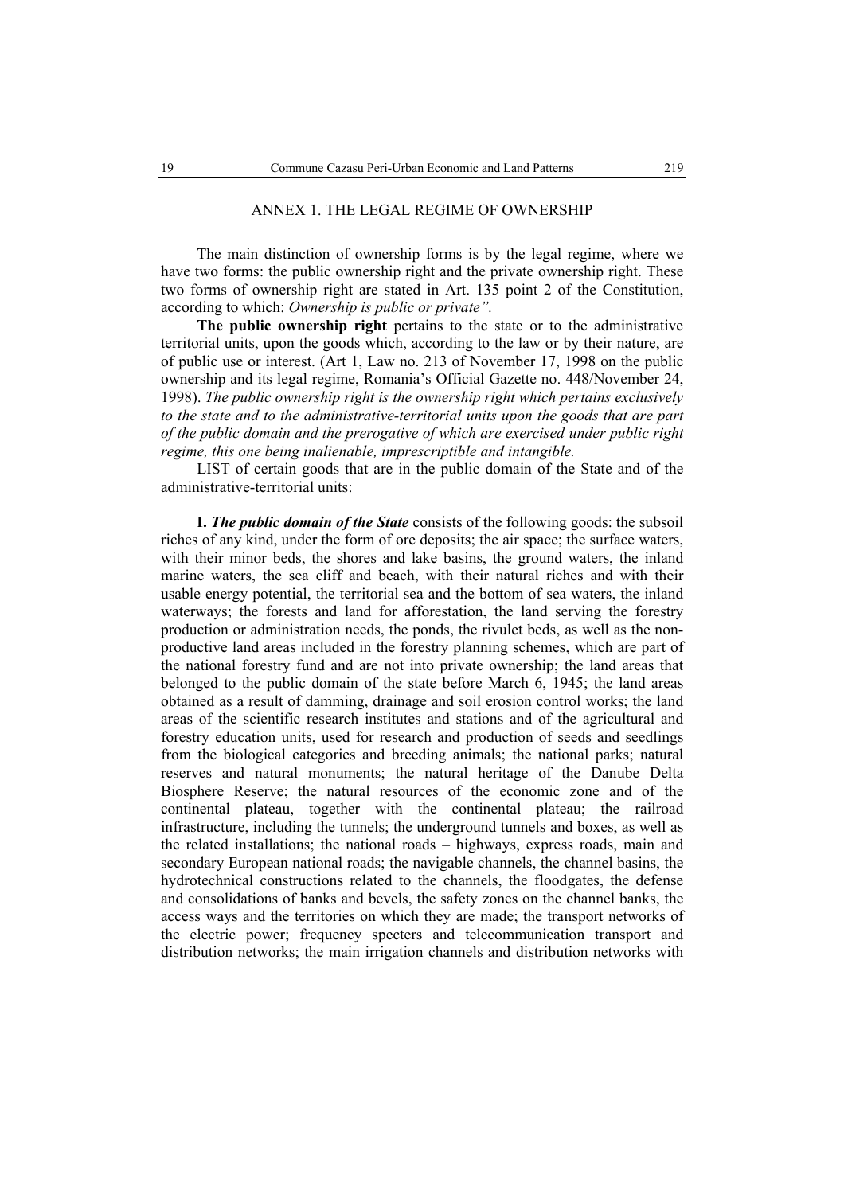## ANNEX 1. THE LEGAL REGIME OF OWNERSHIP

The main distinction of ownership forms is by the legal regime, where we have two forms: the public ownership right and the private ownership right. These two forms of ownership right are stated in Art. 135 point 2 of the Constitution, according to which: *Ownership is public or private".*

**The public ownership right** pertains to the state or to the administrative territorial units, upon the goods which, according to the law or by their nature, are of public use or interest. (Art 1, Law no. 213 of November 17, 1998 on the public ownership and its legal regime, Romania's Official Gazette no. 448/November 24, 1998). *The public ownership right is the ownership right which pertains exclusively to the state and to the administrative-territorial units upon the goods that are part of the public domain and the prerogative of which are exercised under public right regime, this one being inalienable, imprescriptible and intangible.*

LIST of certain goods that are in the public domain of the State and of the administrative-territorial units:

**I.** ***The public domain of the State*** consists of the following goods: the subsoil riches of any kind, under the form of ore deposits; the air space; the surface waters, with their minor beds, the shores and lake basins, the ground waters, the inland marine waters, the sea cliff and beach, with their natural riches and with their usable energy potential, the territorial sea and the bottom of sea waters, the inland waterways; the forests and land for afforestation, the land serving the forestry production or administration needs, the ponds, the rivulet beds, as well as the non-productive land areas included in the forestry planning schemes, which are part of the national forestry fund and are not into private ownership; the land areas that belonged to the public domain of the state before March 6, 1945; the land areas obtained as a result of damming, drainage and soil erosion control works; the land areas of the scientific research institutes and stations and of the agricultural and forestry education units, used for research and production of seeds and seedlings from the biological categories and breeding animals; the national parks; natural reserves and natural monuments; the natural heritage of the Danube Delta Biosphere Reserve; the natural resources of the economic zone and of the continental plateau, together with the continental plateau; the railroad infrastructure, including the tunnels; the underground tunnels and boxes, as well as the related installations; the national roads – highways, express roads, main and secondary European national roads; the navigable channels, the channel basins, the hydrotechnical constructions related to the channels, the floodgates, the defense and consolidations of banks and bevels, the safety zones on the channel banks, the access ways and the territories on which they are made; the transport networks of the electric power; frequency specters and telecommunication transport and distribution networks; the main irrigation channels and distribution networks with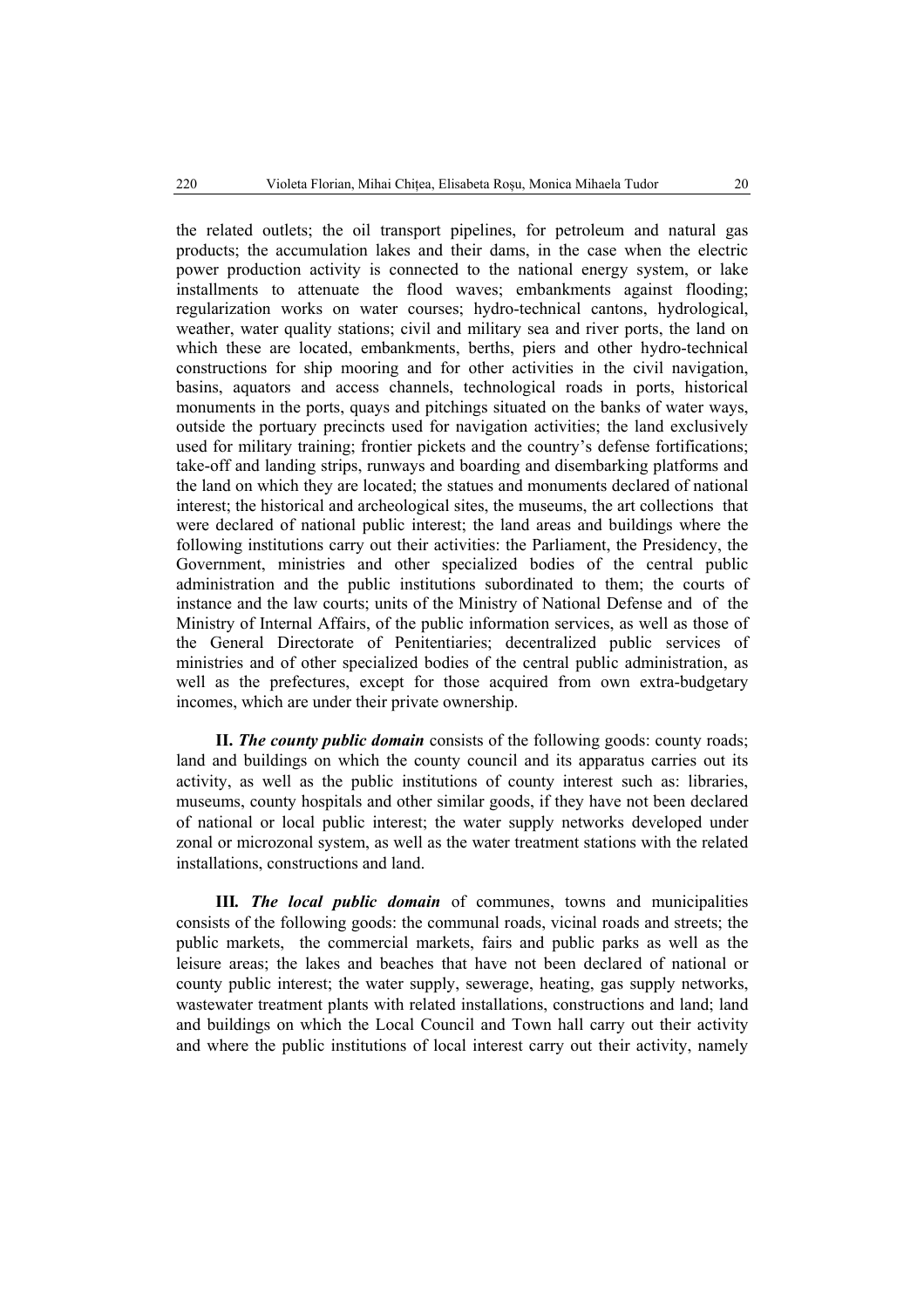the related outlets; the oil transport pipelines, for petroleum and natural gas products; the accumulation lakes and their dams, in the case when the electric power production activity is connected to the national energy system, or lake installments to attenuate the flood waves; embankments against flooding; regularization works on water courses; hydro-technical cantons, hydrological, weather, water quality stations; civil and military sea and river ports, the land on which these are located, embankments, berths, piers and other hydro-technical constructions for ship mooring and for other activities in the civil navigation, basins, aquators and access channels, technological roads in ports, historical monuments in the ports, quays and pitchings situated on the banks of water ways, outside the portuary precincts used for navigation activities; the land exclusively used for military training; frontier pickets and the country's defense fortifications; take-off and landing strips, runways and boarding and disembarking platforms and the land on which they are located; the statues and monuments declared of national interest; the historical and archeological sites, the museums, the art collections that were declared of national public interest; the land areas and buildings where the following institutions carry out their activities: the Parliament, the Presidency, the Government, ministries and other specialized bodies of the central public administration and the public institutions subordinated to them; the courts of instance and the law courts; units of the Ministry of National Defense and of the Ministry of Internal Affairs, of the public information services, as well as those of the General Directorate of Penitentiaries; decentralized public services of ministries and of other specialized bodies of the central public administration, as well as the prefectures, except for those acquired from own extra-budgetary incomes, which are under their private ownership.

**II.** ***The county public domain*** consists of the following goods: county roads; land and buildings on which the county council and its apparatus carries out its activity, as well as the public institutions of county interest such as: libraries, museums, county hospitals and other similar goods, if they have not been declared of national or local public interest; the water supply networks developed under zonal or microzonal system, as well as the water treatment stations with the related installations, constructions and land.

**III.** ***The local public domain*** of communes, towns and municipalities consists of the following goods: the communal roads, vicinal roads and streets; the public markets, the commercial markets, fairs and public parks as well as the leisure areas; the lakes and beaches that have not been declared of national or county public interest; the water supply, sewerage, heating, gas supply networks, wastewater treatment plants with related installations, constructions and land; land and buildings on which the Local Council and Town hall carry out their activity and where the public institutions of local interest carry out their activity, namely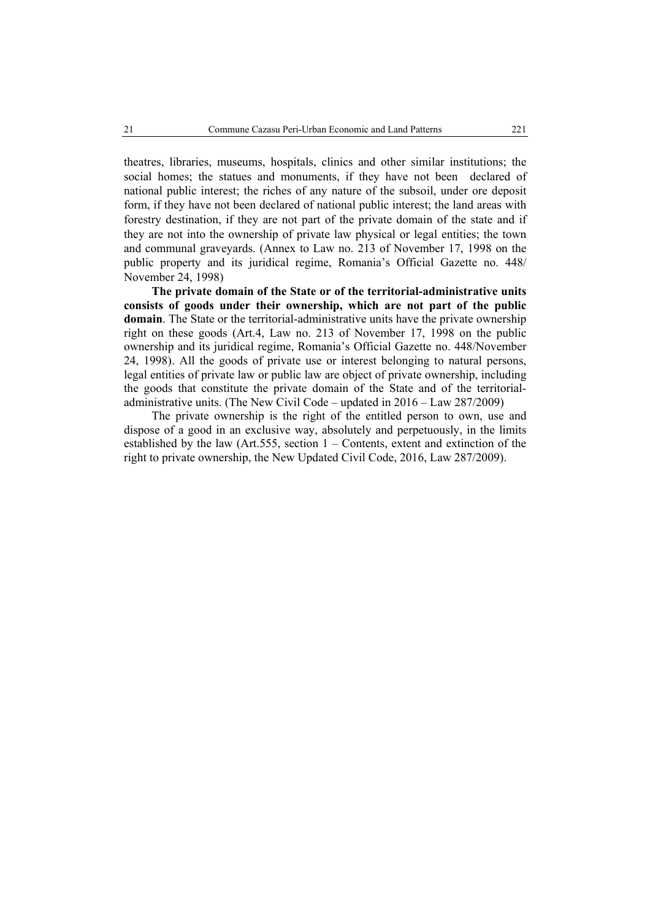theatres, libraries, museums, hospitals, clinics and other similar institutions; the social homes; the statues and monuments, if they have not been declared of national public interest; the riches of any nature of the subsoil, under ore deposit form, if they have not been declared of national public interest; the land areas with forestry destination, if they are not part of the private domain of the state and if they are not into the ownership of private law physical or legal entities; the town and communal graveyards. (Annex to Law no. 213 of November 17, 1998 on the public property and its juridical regime, Romania's Official Gazette no. 448/ November 24, 1998)

**The private domain of the State or of the territorial-administrative units consists of goods under their ownership, which are not part of the public domain**. The State or the territorial-administrative units have the private ownership right on these goods (Art.4, Law no. 213 of November 17, 1998 on the public ownership and its juridical regime, Romania's Official Gazette no. 448/November 24, 1998). All the goods of private use or interest belonging to natural persons, legal entities of private law or public law are object of private ownership, including the goods that constitute the private domain of the State and of the territorial-administrative units. (The New Civil Code – updated in 2016 – Law 287/2009)

The private ownership is the right of the entitled person to own, use and dispose of a good in an exclusive way, absolutely and perpetuously, in the limits established by the law (Art.555, section 1 – Contents, extent and extinction of the right to private ownership, the New Updated Civil Code, 2016, Law 287/2009).